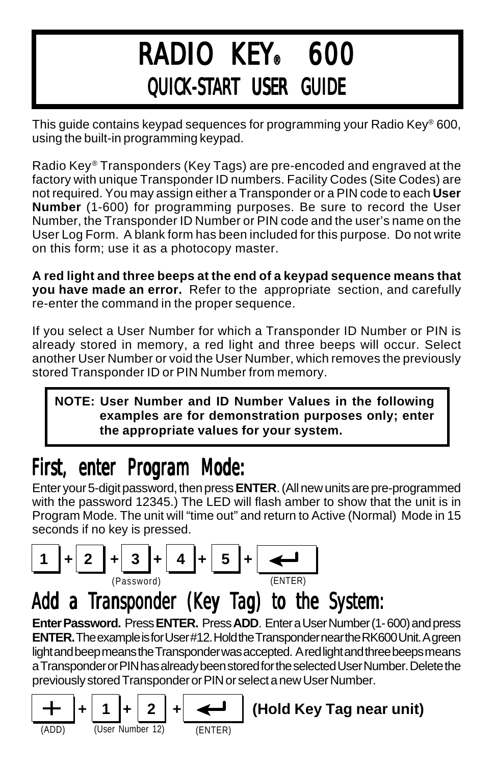# RADIO KEY® 600
## QUICK-START USER GUIDE

This guide contains keypad sequences for programming your Radio Key® 600, using the built-in programming keypad.

Radio Key® Transponders (Key Tags) are pre-encoded and engraved at the factory with unique Transponder ID numbers. Facility Codes (Site Codes) are not required. You may assign either a Transponder or a PIN code to each **User Number** (1-600) for programming purposes. Be sure to record the User Number, the Transponder ID Number or PIN code and the user's name on the User Log Form. A blank form has been included for this purpose. Do not write on this form; use it as a photocopy master.

**A red light and three beeps at the end of a keypad sequence means that you have made an error.** Refer to the appropriate section, and carefully re-enter the command in the proper sequence.

If you select a User Number for which a Transponder ID Number or PIN is already stored in memory, a red light and three beeps will occur. Select another User Number or void the User Number, which removes the previously stored Transponder ID or PIN Number from memory.

> **NOTE: User Number and ID Number Values in the following examples are for demonstration purposes only; enter the appropriate values for your system.**

## First, enter Program Mode:

Enter your 5-digit password, then press **ENTER**. (All new units are pre-programmed with the password 12345.) The LED will flash amber to show that the unit is in Program Mode. The unit will "time out" and return to Active (Normal) Mode in 15 seconds if no key is pressed.

**1** + **2** + **3** + **4** + **5** + **↵**

(Password) (ENTER)

## Add a Transponder (Key Tag) to the System:

**Enter Password.** Press **ENTER.** Press **ADD**. Enter a User Number (1- 600) and press **ENTER.** The example is for User #12. Hold the Transponder near the RK600 Unit. A green light and beep means the Transponder was accepted. A red light and three beeps means a Transponder or PIN has already been stored for the selected User Number. Delete the previously stored Transponder or PIN or select a new User Number.

**+** + **1** + **2** + **↵** **(Hold Key Tag near unit)**

(ADD) (User Number 12) (ENTER)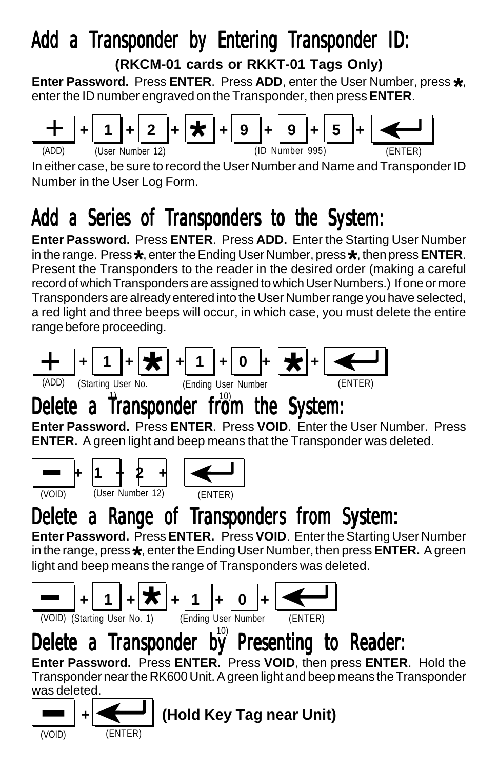# Add a Transponder by Entering Transponder ID:

**(RKCM-01 cards or RKKT-01 Tags Only)**

**Enter Password.** Press **ENTER**. Press **ADD**, enter the User Number, press *, enter the ID number engraved on the Transponder, then press **ENTER**.

+ (ADD) + 1 + 2 (User Number 12) + * + 9 + 9 + 5 (ID Number 995) + ← (ENTER)

In either case, be sure to record the User Number and Name and Transponder ID Number in the User Log Form.

# Add a Series of Transponders to the System:

**Enter Password.** Press **ENTER**. Press **ADD.** Enter the Starting User Number in the range. Press *, enter the Ending User Number, press *, then press **ENTER**. Present the Transponders to the reader in the desired order (making a careful record of which Transponders are assigned to which User Numbers.) If one or more Transponders are already entered into the User Number range you have selected, a red light and three beeps will occur, in which case, you must delete the entire range before proceeding.

+ (ADD) + 1 (Starting User No. 1) + * + 1 + 0 (Ending User Number 10) + * + ← (ENTER)

# Delete a Transponder from the System:

**Enter Password.** Press **ENTER**. Press **VOID**. Enter the User Number. Press **ENTER.** A green light and beep means that the Transponder was deleted.

− (VOID) + 1 + 2 (User Number 12) + ← (ENTER)

# Delete a Range of Transponders from System:

**Enter Password.** Press **ENTER.** Press **VOID**. Enter the Starting User Number in the range, press *, enter the Ending User Number, then press **ENTER.** A green light and beep means the range of Transponders was deleted.

− (VOID) + 1 (Starting User No. 1) + * + 1 + 0 (Ending User Number 10) + ← (ENTER)

# Delete a Transponder by Presenting to Reader:

**Enter Password.** Press **ENTER.** Press **VOID**, then press **ENTER**. Hold the Transponder near the RK600 Unit. A green light and beep means the Transponder was deleted.

− (VOID) + ← (ENTER) **(Hold Key Tag near Unit)**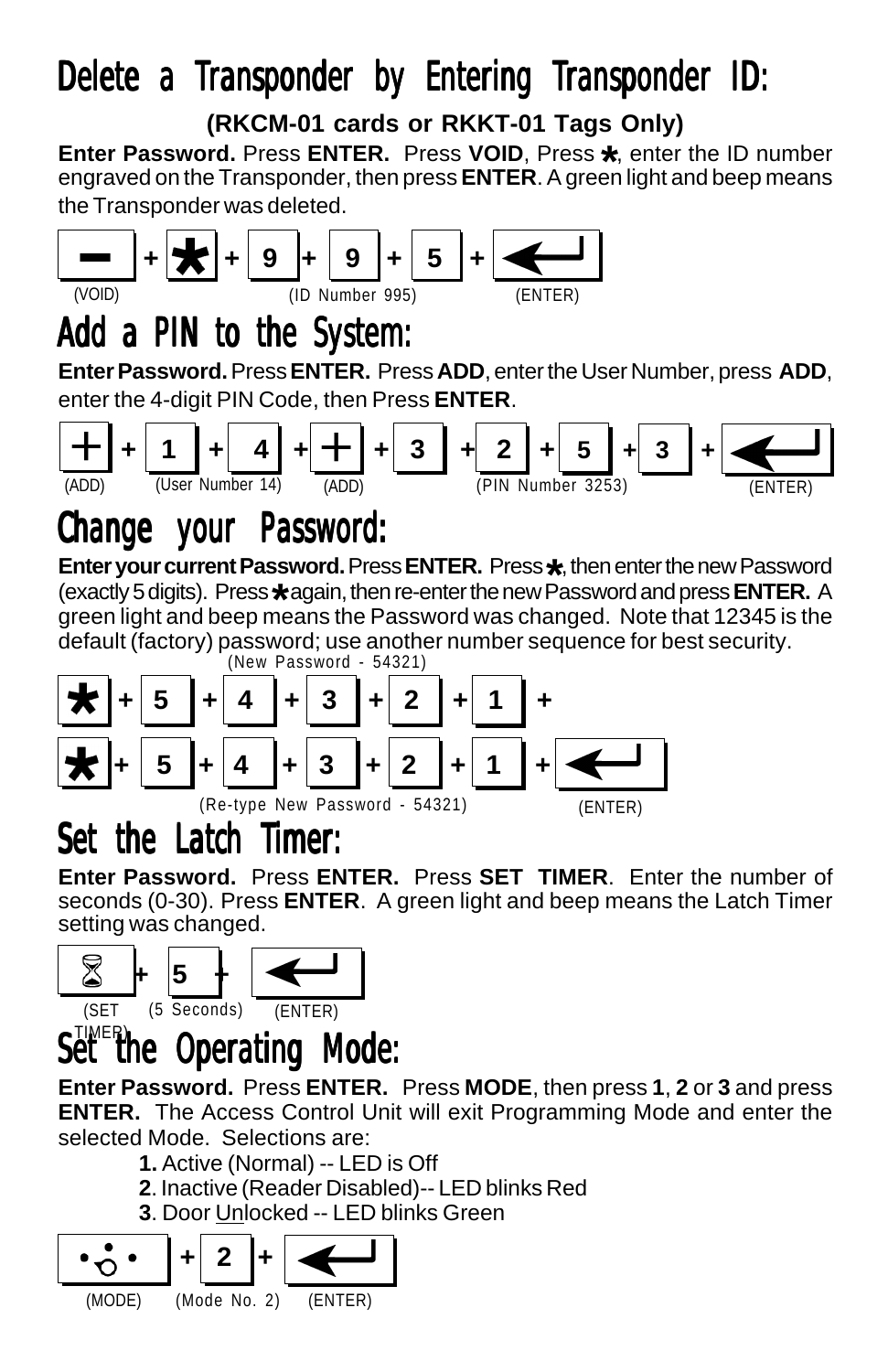# Delete a Transponder by Entering Transponder ID:

**(RKCM-01 cards or RKKT-01 Tags Only)**

**Enter Password.** Press **ENTER.** Press **VOID**, Press ✱, enter the ID number engraved on the Transponder, then press **ENTER**. A green light and beep means the Transponder was deleted.

**—** + **✱** + **9** + **9** + **5** + **↵**

(VOID) (ID Number 995) (ENTER)

# Add a PIN to the System:

**Enter Password.** Press **ENTER.** Press **ADD**, enter the User Number, press **ADD**, enter the 4-digit PIN Code, then Press **ENTER**.

**+** + **1** + **4** + **+** + **3** + **2** + **5** + **3** + **↵**

(ADD) (User Number 14) (ADD) (PIN Number 3253) (ENTER)

# Change your Password:

**Enter your current Password.** Press **ENTER.** Press ✱, then enter the new Password (exactly 5 digits). Press ✱ again, then re-enter the new Password and press **ENTER.** A green light and beep means the Password was changed. Note that 12345 is the default (factory) password; use another number sequence for best security.

(New Password - 54321)

**✱** + **5** + **4** + **3** + **2** + **1** +

**✱** + **5** + **4** + **3** + **2** + **1** + **↵**

(Re-type New Password - 54321) (ENTER)

# Set the Latch Timer:

**Enter Password.** Press **ENTER.** Press **SET TIMER**. Enter the number of seconds (0-30). Press **ENTER**. A green light and beep means the Latch Timer setting was changed.

**⌛** + **5** + **↵**

(SET TIMER) (5 Seconds) (ENTER)

# Set the Operating Mode:

**Enter Password.** Press **ENTER.** Press **MODE**, then press **1**, **2** or **3** and press **ENTER.** The Access Control Unit will exit Programming Mode and enter the selected Mode. Selections are:

**1.** Active (Normal) -- LED is Off
**2**. Inactive (Reader Disabled)-- LED blinks Red
**3**. Door <u>Un</u>locked -- LED blinks Green

**MODE** + **2** + **↵**

(MODE) (Mode No. 2) (ENTER)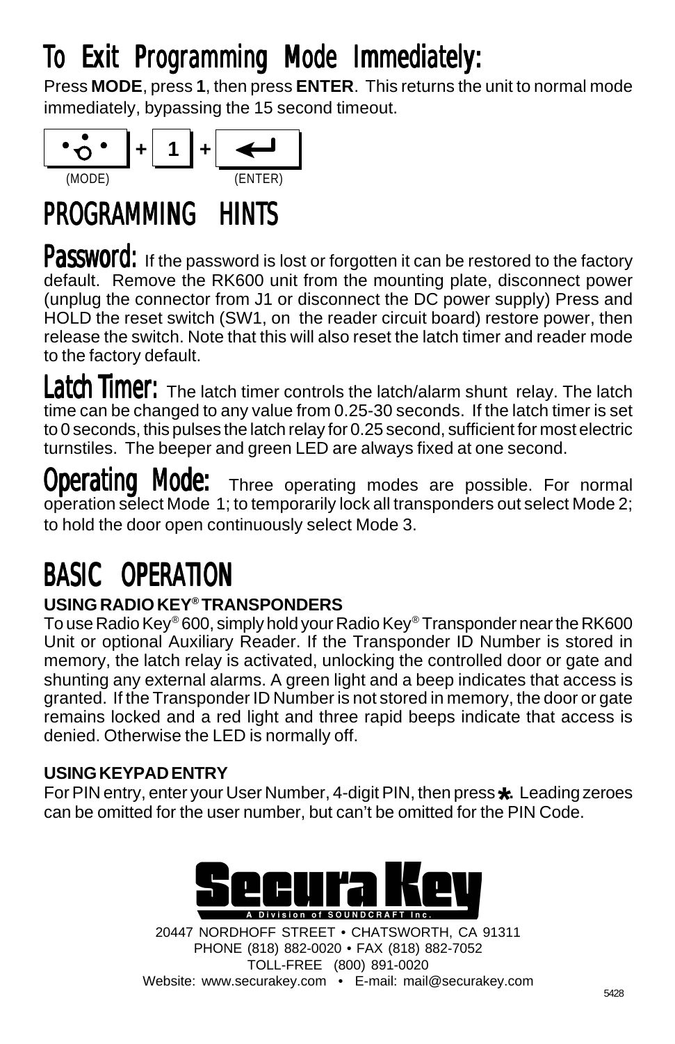# To Exit Programming Mode Immediately:

Press **MODE**, press **1**, then press **ENTER**. This returns the unit to normal mode immediately, bypassing the 15 second timeout.

(MODE) + 1 + (ENTER)

# PROGRAMMING HINTS

**Password:** If the password is lost or forgotten it can be restored to the factory default. Remove the RK600 unit from the mounting plate, disconnect power (unplug the connector from J1 or disconnect the DC power supply) Press and HOLD the reset switch (SW1, on the reader circuit board) restore power, then release the switch. Note that this will also reset the latch timer and reader mode to the factory default.

**Latch Timer:** The latch timer controls the latch/alarm shunt relay. The latch time can be changed to any value from 0.25-30 seconds. If the latch timer is set to 0 seconds, this pulses the latch relay for 0.25 second, sufficient for most electric turnstiles. The beeper and green LED are always fixed at one second.

**Operating Mode:** Three operating modes are possible. For normal operation select Mode 1; to temporarily lock all transponders out select Mode 2; to hold the door open continuously select Mode 3.

# BASIC OPERATION

**USING RADIO KEY® TRANSPONDERS**

To use Radio Key® 600, simply hold your Radio Key® Transponder near the RK600 Unit or optional Auxiliary Reader. If the Transponder ID Number is stored in memory, the latch relay is activated, unlocking the controlled door or gate and shunting any external alarms. A green light and a beep indicates that access is granted. If the Transponder ID Number is not stored in memory, the door or gate remains locked and a red light and three rapid beeps indicate that access is denied. Otherwise the LED is normally off.

**USING KEYPAD ENTRY**

For PIN entry, enter your User Number, 4-digit PIN, then press *. Leading zeroes can be omitted for the user number, but can't be omitted for the PIN Code.

Secura Key
A Division of SOUNDCRAFT Inc.

20447 NORDHOFF STREET • CHATSWORTH, CA 91311
PHONE (818) 882-0020 • FAX (818) 882-7052
TOLL-FREE (800) 891-0020
Website: www.securakey.com • E-mail: mail@securakey.com

5428